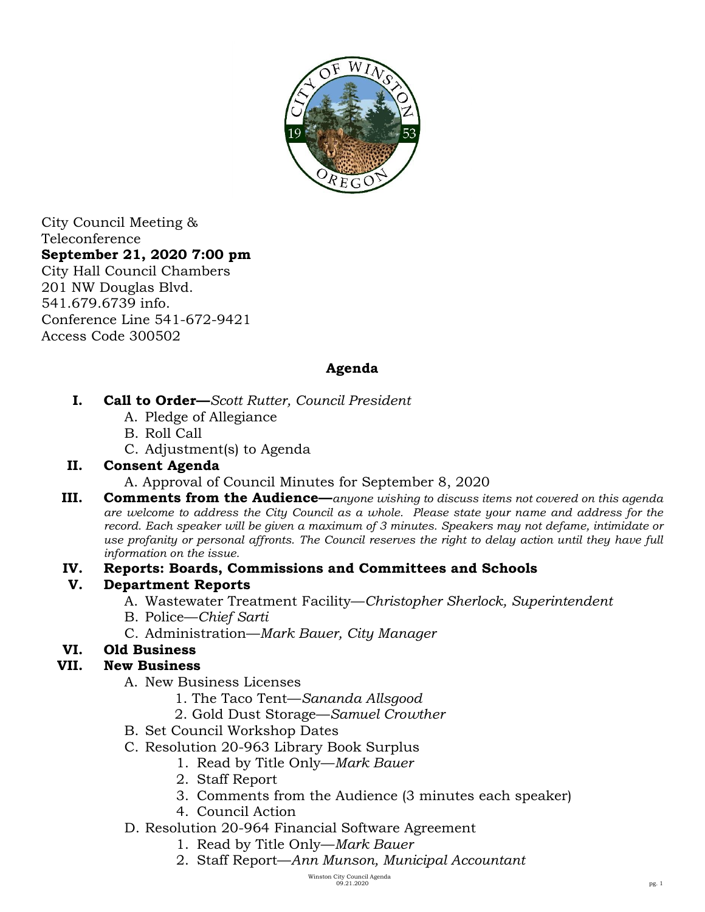City Council Meeting &
Teleconference
**September 21, 2020 7:00 pm**
City Hall Council Chambers
201 NW Douglas Blvd.
541.679.6739 info.
Conference Line 541-672-9421
Access Code 300502

## Agenda

**I. Call to Order—***Scott Rutter, Council President*

A. Pledge of Allegiance
B. Roll Call
C. Adjustment(s) to Agenda

**II. Consent Agenda**

A. Approval of Council Minutes for September 8, 2020

**III. Comments from the Audience—***anyone wishing to discuss items not covered on this agenda are welcome to address the City Council as a whole. Please state your name and address for the record. Each speaker will be given a maximum of 3 minutes. Speakers may not defame, intimidate or use profanity or personal affronts. The Council reserves the right to delay action until they have full information on the issue.*

**IV. Reports: Boards, Commissions and Committees and Schools**

**V. Department Reports**

A. Wastewater Treatment Facility—*Christopher Sherlock, Superintendent*
B. Police—*Chief Sarti*
C. Administration—*Mark Bauer, City Manager*

**VI. Old Business**

**VII. New Business**

A. New Business Licenses
  1. The Taco Tent—*Sananda Allsgood*
  2. Gold Dust Storage—*Samuel Crowther*
B. Set Council Workshop Dates
C. Resolution 20-963 Library Book Surplus
  1. Read by Title Only—*Mark Bauer*
  2. Staff Report
  3. Comments from the Audience (3 minutes each speaker)
  4. Council Action
D. Resolution 20-964 Financial Software Agreement
  1. Read by Title Only—*Mark Bauer*
  2. Staff Report—*Ann Munson, Municipal Accountant*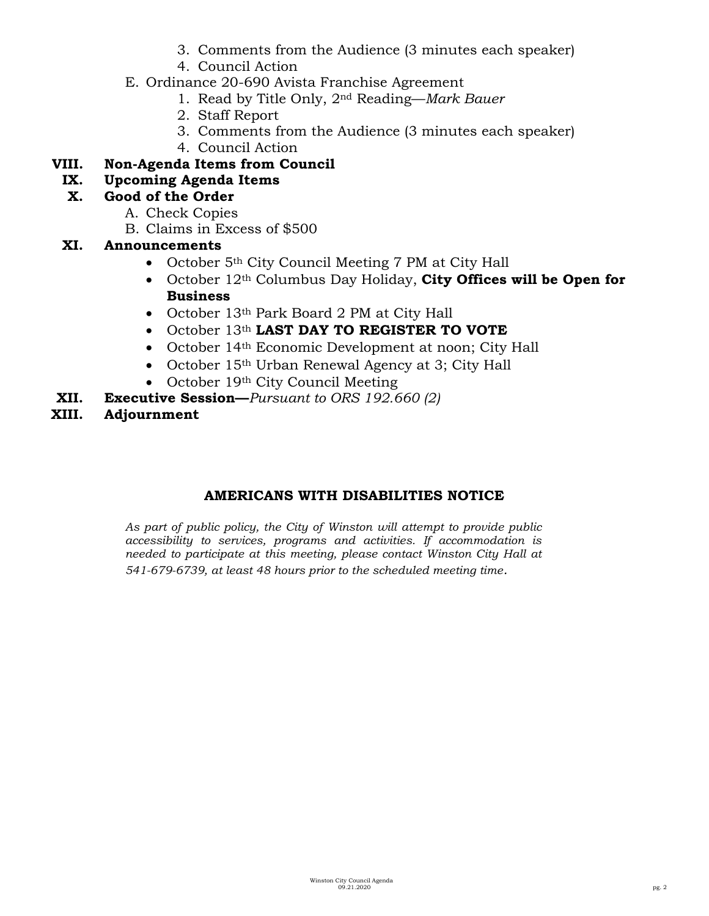3. Comments from the Audience (3 minutes each speaker)
4. Council Action

E. Ordinance 20-690 Avista Franchise Agreement

1. Read by Title Only, 2nd Reading—*Mark Bauer*
2. Staff Report
3. Comments from the Audience (3 minutes each speaker)
4. Council Action

**VIII. Non-Agenda Items from Council**

**IX. Upcoming Agenda Items**

**X. Good of the Order**

A. Check Copies

B. Claims in Excess of $500

**XI. Announcements**

- October 5th City Council Meeting 7 PM at City Hall
- October 12th Columbus Day Holiday, **City Offices will be Open for Business**
- October 13th Park Board 2 PM at City Hall
- October 13th **LAST DAY TO REGISTER TO VOTE**
- October 14th Economic Development at noon; City Hall
- October 15th Urban Renewal Agency at 3; City Hall
- October 19th City Council Meeting

**XII. Executive Session—***Pursuant to ORS 192.660 (2)*

**XIII. Adjournment**

## AMERICANS WITH DISABILITIES NOTICE

*As part of public policy, the City of Winston will attempt to provide public accessibility to services, programs and activities. If accommodation is needed to participate at this meeting, please contact Winston City Hall at 541-679-6739, at least 48 hours prior to the scheduled meeting time.*